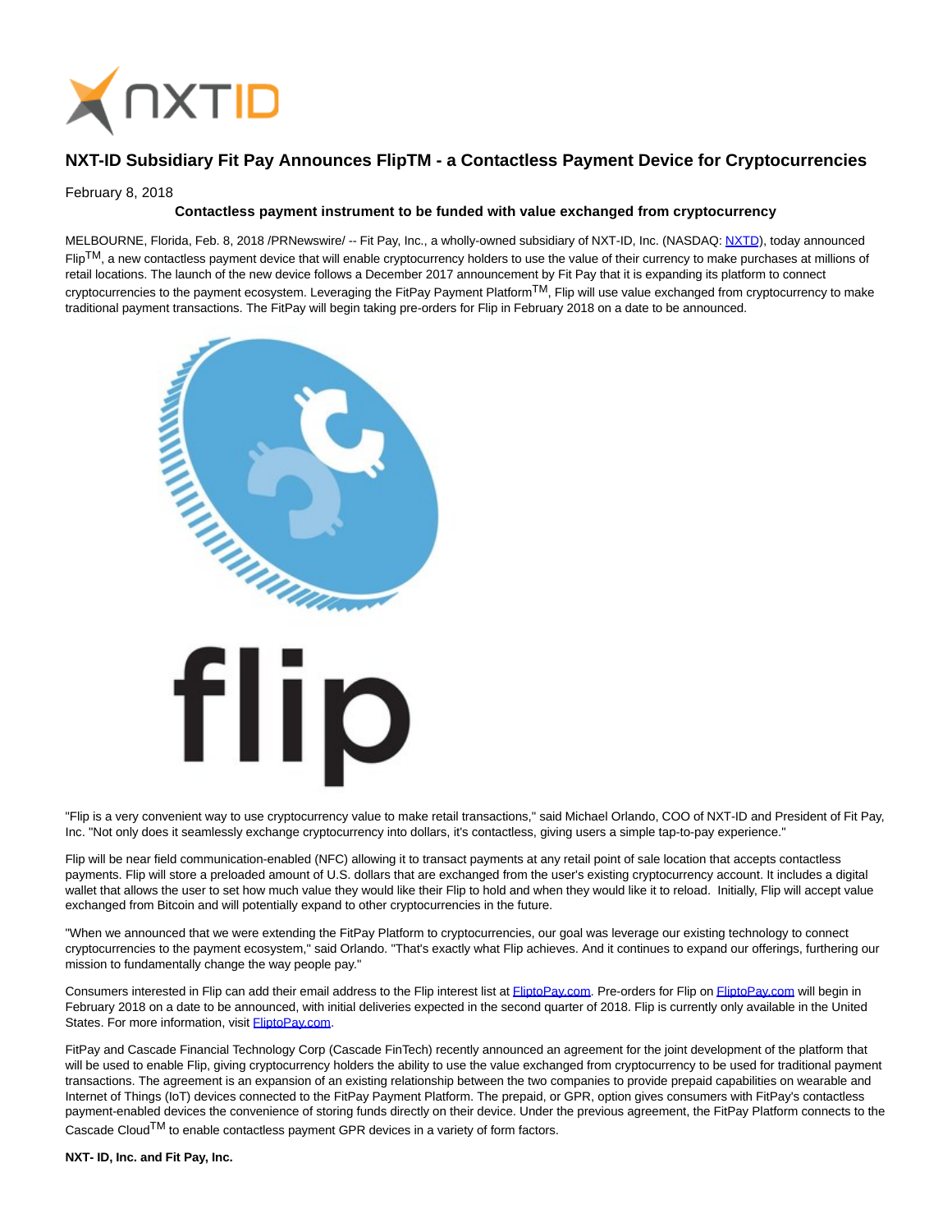# NXT-ID Subsidiary Fit Pay Announces FlipTM - a Contactless Payment Device for Cryptocurrencies

February 8, 2018

**Contactless payment instrument to be funded with value exchanged from cryptocurrency**

MELBOURNE, Florida, Feb. 8, 2018 /PRNewswire/ -- Fit Pay, Inc., a wholly-owned subsidiary of NXT-ID, Inc. (NASDAQ: NXTD), today announced Flip[TM], a new contactless payment device that will enable cryptocurrency holders to use the value of their currency to make purchases at millions of retail locations. The launch of the new device follows a December 2017 announcement by Fit Pay that it is expanding its platform to connect cryptocurrencies to the payment ecosystem. Leveraging the FitPay Payment Platform[TM], Flip will use value exchanged from cryptocurrency to make traditional payment transactions. The FitPay will begin taking pre-orders for Flip in February 2018 on a date to be announced.

"Flip is a very convenient way to use cryptocurrency value to make retail transactions," said Michael Orlando, COO of NXT-ID and President of Fit Pay, Inc. "Not only does it seamlessly exchange cryptocurrency into dollars, it's contactless, giving users a simple tap-to-pay experience."

Flip will be near field communication-enabled (NFC) allowing it to transact payments at any retail point of sale location that accepts contactless payments. Flip will store a preloaded amount of U.S. dollars that are exchanged from the user's existing cryptocurrency account. It includes a digital wallet that allows the user to set how much value they would like their Flip to hold and when they would like it to reload. Initially, Flip will accept value exchanged from Bitcoin and will potentially expand to other cryptocurrencies in the future.

"When we announced that we were extending the FitPay Platform to cryptocurrencies, our goal was leverage our existing technology to connect cryptocurrencies to the payment ecosystem," said Orlando. "That's exactly what Flip achieves. And it continues to expand our offerings, furthering our mission to fundamentally change the way people pay."

Consumers interested in Flip can add their email address to the Flip interest list at FliptoPay.com. Pre-orders for Flip on FliptoPay.com will begin in February 2018 on a date to be announced, with initial deliveries expected in the second quarter of 2018. Flip is currently only available in the United States. For more information, visit FliptoPay.com.

FitPay and Cascade Financial Technology Corp (Cascade FinTech) recently announced an agreement for the joint development of the platform that will be used to enable Flip, giving cryptocurrency holders the ability to use the value exchanged from cryptocurrency to be used for traditional payment transactions. The agreement is an expansion of an existing relationship between the two companies to provide prepaid capabilities on wearable and Internet of Things (IoT) devices connected to the FitPay Payment Platform. The prepaid, or GPR, option gives consumers with FitPay's contactless payment-enabled devices the convenience of storing funds directly on their device. Under the previous agreement, the FitPay Platform connects to the Cascade Cloud[TM] to enable contactless payment GPR devices in a variety of form factors.

**NXT- ID, Inc. and Fit Pay, Inc.**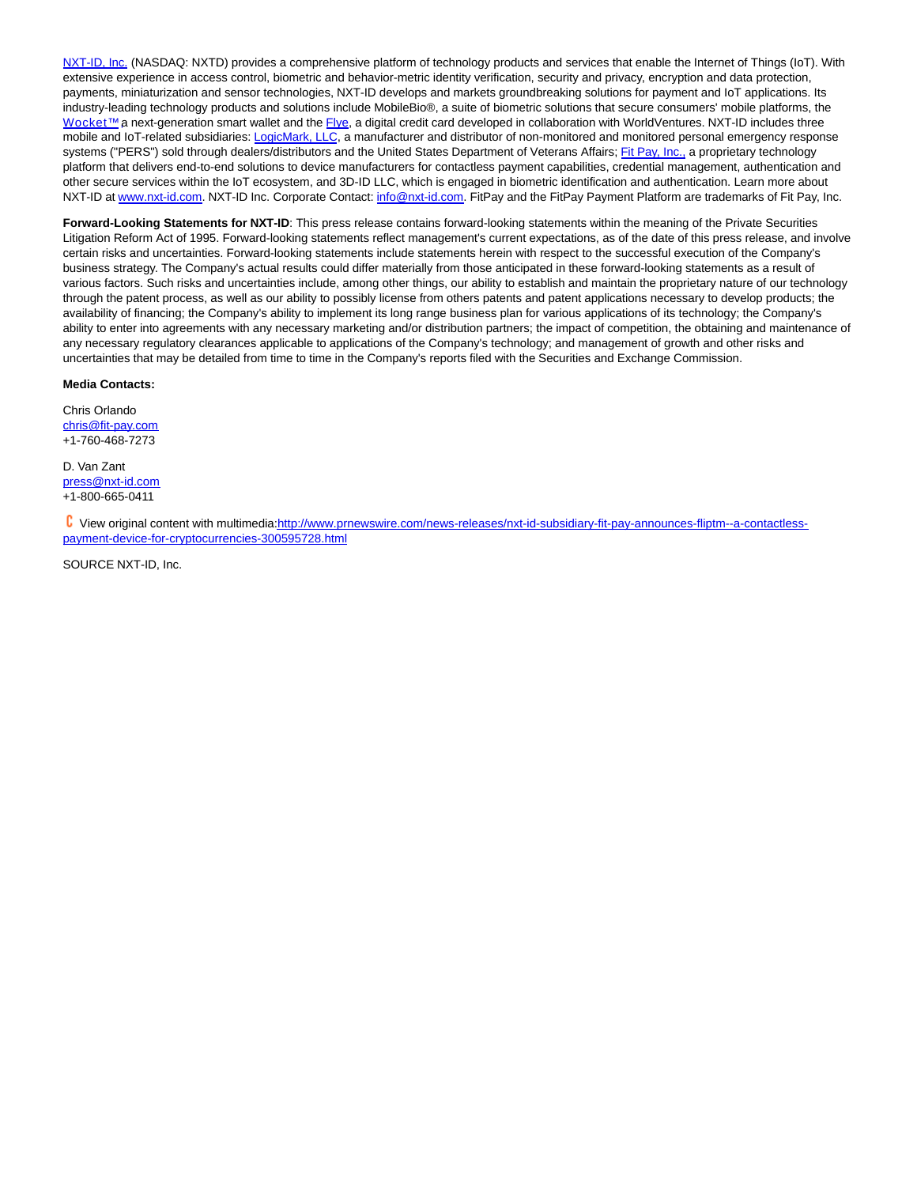NXT-ID, Inc. (NASDAQ: NXTD) provides a comprehensive platform of technology products and services that enable the Internet of Things (IoT). With extensive experience in access control, biometric and behavior-metric identity verification, security and privacy, encryption and data protection, payments, miniaturization and sensor technologies, NXT-ID develops and markets groundbreaking solutions for payment and IoT applications. Its industry-leading technology products and solutions include MobileBio®, a suite of biometric solutions that secure consumers' mobile platforms, the Wocket™ a next-generation smart wallet and the Flye, a digital credit card developed in collaboration with WorldVentures. NXT-ID includes three mobile and IoT-related subsidiaries: LogicMark, LLC, a manufacturer and distributor of non-monitored and monitored personal emergency response systems ("PERS") sold through dealers/distributors and the United States Department of Veterans Affairs; Fit Pay, Inc., a proprietary technology platform that delivers end-to-end solutions to device manufacturers for contactless payment capabilities, credential management, authentication and other secure services within the IoT ecosystem, and 3D-ID LLC, which is engaged in biometric identification and authentication. Learn more about NXT-ID at www.nxt-id.com. NXT-ID Inc. Corporate Contact: info@nxt-id.com. FitPay and the FitPay Payment Platform are trademarks of Fit Pay, Inc.

**Forward-Looking Statements for NXT-ID**: This press release contains forward-looking statements within the meaning of the Private Securities Litigation Reform Act of 1995. Forward-looking statements reflect management's current expectations, as of the date of this press release, and involve certain risks and uncertainties. Forward-looking statements include statements herein with respect to the successful execution of the Company's business strategy. The Company's actual results could differ materially from those anticipated in these forward-looking statements as a result of various factors. Such risks and uncertainties include, among other things, our ability to establish and maintain the proprietary nature of our technology through the patent process, as well as our ability to possibly license from others patents and patent applications necessary to develop products; the availability of financing; the Company's ability to implement its long range business plan for various applications of its technology; the Company's ability to enter into agreements with any necessary marketing and/or distribution partners; the impact of competition, the obtaining and maintenance of any necessary regulatory clearances applicable to applications of the Company's technology; and management of growth and other risks and uncertainties that may be detailed from time to time in the Company's reports filed with the Securities and Exchange Commission.

**Media Contacts:**

Chris Orlando
chris@fit-pay.com
+1-760-468-7273

D. Van Zant
press@nxt-id.com
+1-800-665-0411

View original content with multimedia:http://www.prnewswire.com/news-releases/nxt-id-subsidiary-fit-pay-announces-fliptm--a-contactless-payment-device-for-cryptocurrencies-300595728.html

SOURCE NXT-ID, Inc.